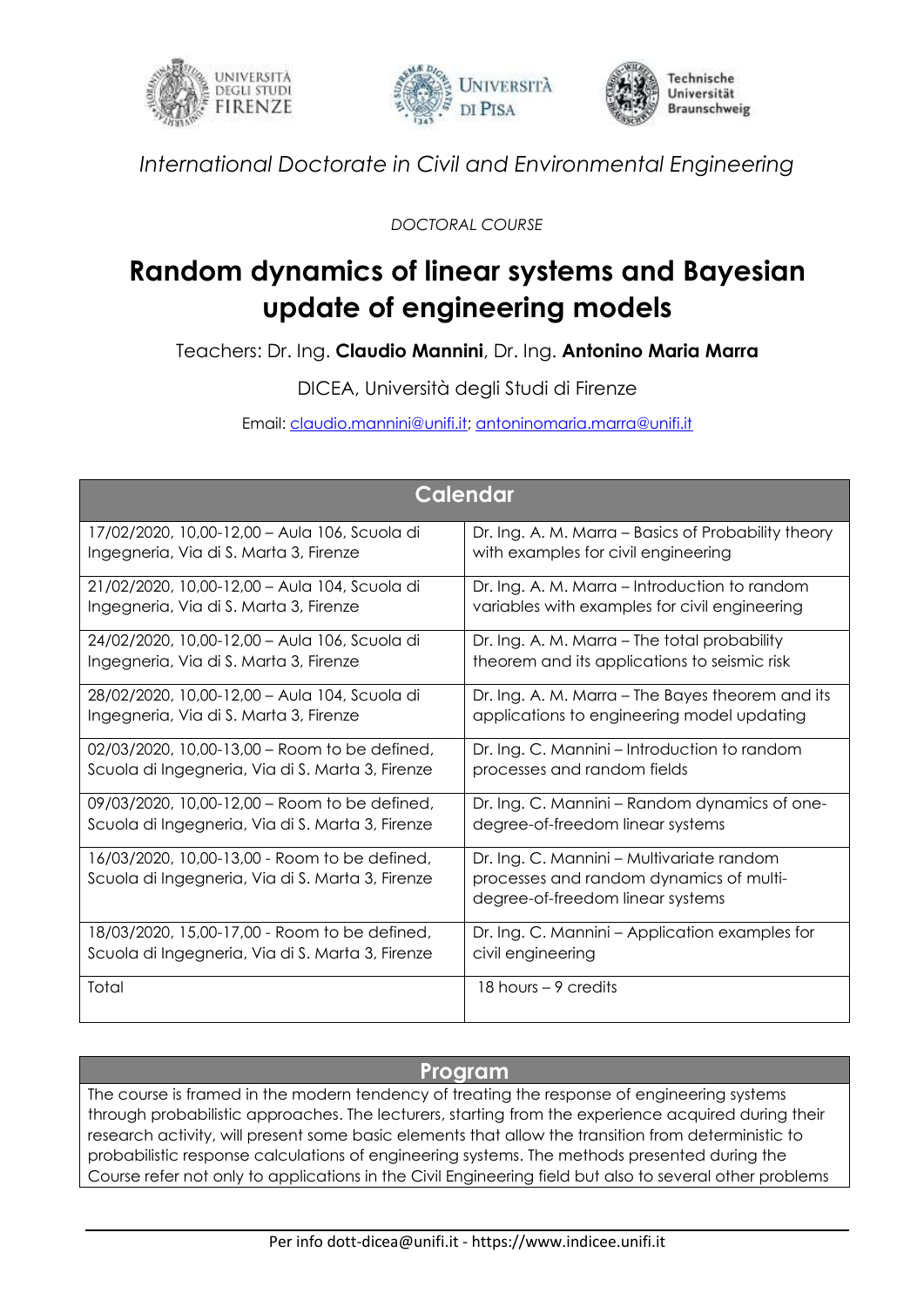*International Doctorate in Civil and Environmental Engineering*

*DOCTORAL COURSE*

# Random dynamics of linear systems and Bayesian update of engineering models

Teachers: Dr. Ing. **Claudio Mannini**, Dr. Ing. **Antonino Maria Marra**

DICEA, Università degli Studi di Firenze

Email: claudio.mannini@unifi.it; antoninomaria.marra@unifi.it

| Calendar | |
|---|---|
| 17/02/2020, 10,00-12,00 – Aula 106, Scuola di Ingegneria, Via di S. Marta 3, Firenze | Dr. Ing. A. M. Marra – Basics of Probability theory with examples for civil engineering |
| 21/02/2020, 10,00-12,00 – Aula 104, Scuola di Ingegneria, Via di S. Marta 3, Firenze | Dr. Ing. A. M. Marra – Introduction to random variables with examples for civil engineering |
| 24/02/2020, 10,00-12,00 – Aula 106, Scuola di Ingegneria, Via di S. Marta 3, Firenze | Dr. Ing. A. M. Marra – The total probability theorem and its applications to seismic risk |
| 28/02/2020, 10,00-12,00 – Aula 104, Scuola di Ingegneria, Via di S. Marta 3, Firenze | Dr. Ing. A. M. Marra – The Bayes theorem and its applications to engineering model updating |
| 02/03/2020, 10,00-13,00 – Room to be defined, Scuola di Ingegneria, Via di S. Marta 3, Firenze | Dr. Ing. C. Mannini – Introduction to random processes and random fields |
| 09/03/2020, 10,00-12,00 – Room to be defined, Scuola di Ingegneria, Via di S. Marta 3, Firenze | Dr. Ing. C. Mannini – Random dynamics of one-degree-of-freedom linear systems |
| 16/03/2020, 10,00-13,00 - Room to be defined, Scuola di Ingegneria, Via di S. Marta 3, Firenze | Dr. Ing. C. Mannini – Multivariate random processes and random dynamics of multi-degree-of-freedom linear systems |
| 18/03/2020, 15,00-17,00 - Room to be defined, Scuola di Ingegneria, Via di S. Marta 3, Firenze | Dr. Ing. C. Mannini – Application examples for civil engineering |
| Total | 18 hours – 9 credits |

## Program

The course is framed in the modern tendency of treating the response of engineering systems through probabilistic approaches. The lecturers, starting from the experience acquired during their research activity, will present some basic elements that allow the transition from deterministic to probabilistic response calculations of engineering systems. The methods presented during the Course refer not only to applications in the Civil Engineering field but also to several other problems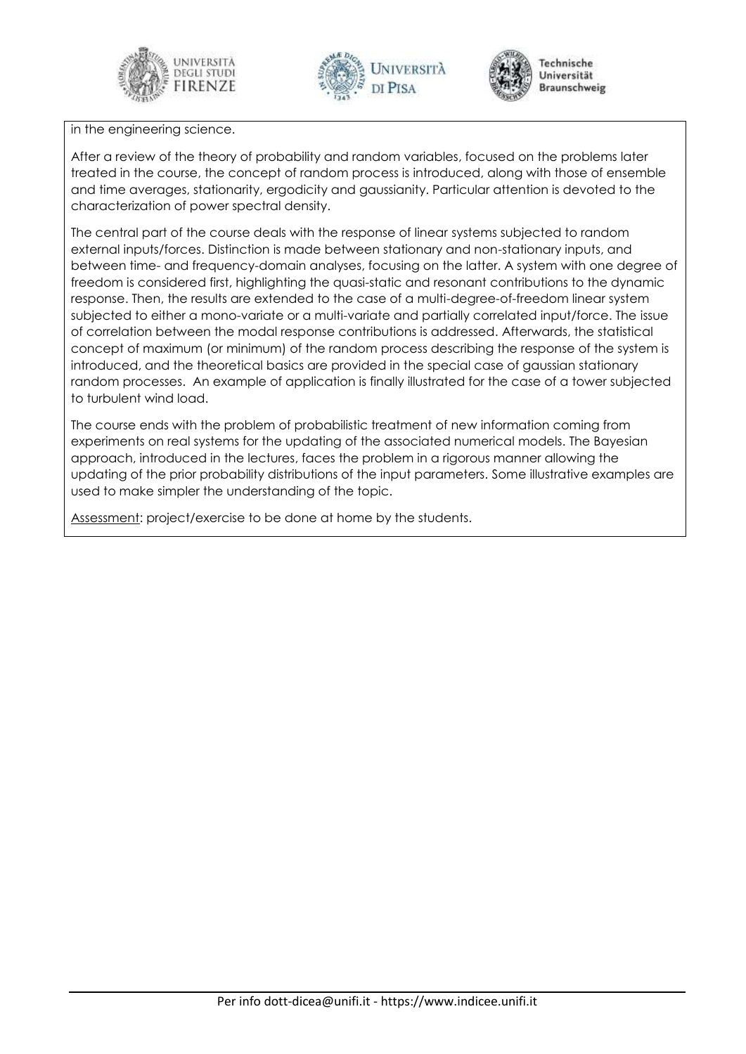in the engineering science.

After a review of the theory of probability and random variables, focused on the problems later treated in the course, the concept of random process is introduced, along with those of ensemble and time averages, stationarity, ergodicity and gaussianity. Particular attention is devoted to the characterization of power spectral density.

The central part of the course deals with the response of linear systems subjected to random external inputs/forces. Distinction is made between stationary and non-stationary inputs, and between time- and frequency-domain analyses, focusing on the latter. A system with one degree of freedom is considered first, highlighting the quasi-static and resonant contributions to the dynamic response. Then, the results are extended to the case of a multi-degree-of-freedom linear system subjected to either a mono-variate or a multi-variate and partially correlated input/force. The issue of correlation between the modal response contributions is addressed. Afterwards, the statistical concept of maximum (or minimum) of the random process describing the response of the system is introduced, and the theoretical basics are provided in the special case of gaussian stationary random processes. An example of application is finally illustrated for the case of a tower subjected to turbulent wind load.

The course ends with the problem of probabilistic treatment of new information coming from experiments on real systems for the updating of the associated numerical models. The Bayesian approach, introduced in the lectures, faces the problem in a rigorous manner allowing the updating of the prior probability distributions of the input parameters. Some illustrative examples are used to make simpler the understanding of the topic.

Assessment: project/exercise to be done at home by the students.